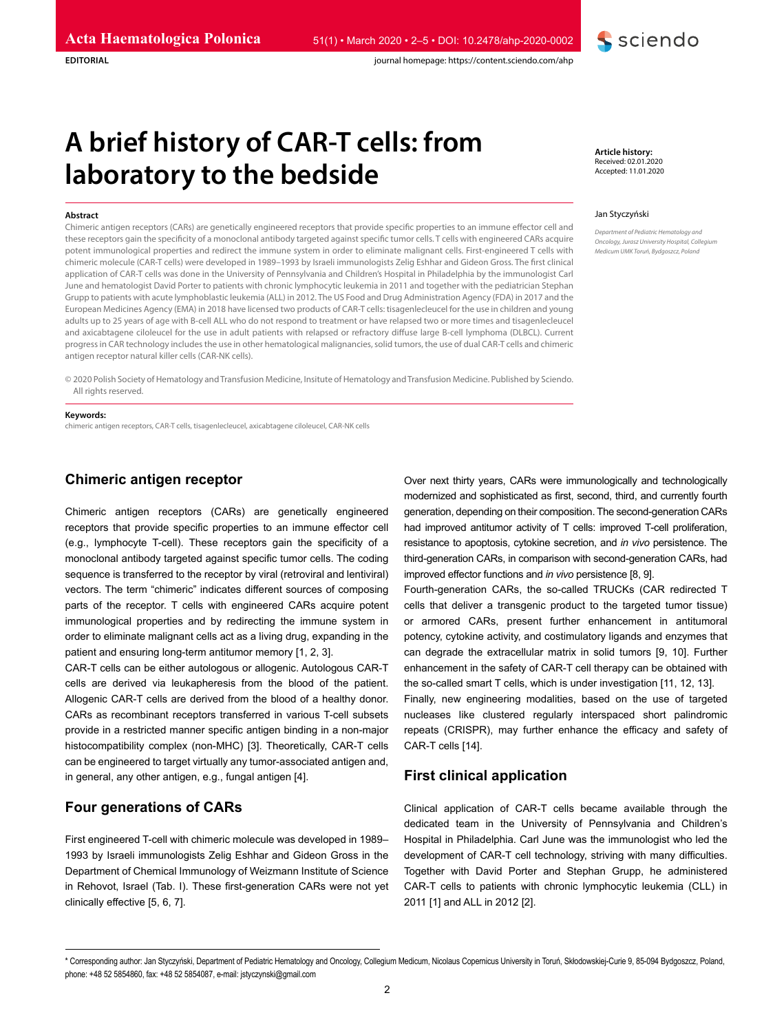EDITORIAL

# A brief history of CAR-T cells: from laboratory to the bedside

**Article history:**
Received: 02.01.2020
Accepted: 11.01.2020

Jan Styczyński

*Department of Pediatric Hematology and Oncology, Jurasz University Hospital, Collegium Medicum UMK Toruń, Bydgoszcz, Poland*

**Abstract**

Chimeric antigen receptors (CARs) are genetically engineered receptors that provide specific properties to an immune effector cell and these receptors gain the specificity of a monoclonal antibody targeted against specific tumor cells. T cells with engineered CARs acquire potent immunological properties and redirect the immune system in order to eliminate malignant cells. First-engineered T cells with chimeric molecule (CAR-T cells) were developed in 1989–1993 by Israeli immunologists Zelig Eshhar and Gideon Gross. The first clinical application of CAR-T cells was done in the University of Pennsylvania and Children's Hospital in Philadelphia by the immunologist Carl June and hematologist David Porter to patients with chronic lymphocytic leukemia in 2011 and together with the pediatrician Stephan Grupp to patients with acute lymphoblastic leukemia (ALL) in 2012. The US Food and Drug Administration Agency (FDA) in 2017 and the European Medicines Agency (EMA) in 2018 have licensed two products of CAR-T cells: tisagenlecleucel for the use in children and young adults up to 25 years of age with B-cell ALL who do not respond to treatment or have relapsed two or more times and tisagenlecleucel and axicabtagene ciloleucel for the use in adult patients with relapsed or refractory diffuse large B-cell lymphoma (DLBCL). Current progress in CAR technology includes the use in other hematological malignancies, solid tumors, the use of dual CAR-T cells and chimeric antigen receptor natural killer cells (CAR-NK cells).

© 2020 Polish Society of Hematology and Transfusion Medicine, Insitute of Hematology and Transfusion Medicine. Published by Sciendo. All rights reserved.

**Keywords:**
chimeric antigen receptors, CAR-T cells, tisagenlecleucel, axicabtagene ciloleucel, CAR-NK cells

## Chimeric antigen receptor

Chimeric antigen receptors (CARs) are genetically engineered receptors that provide specific properties to an immune effector cell (e.g., lymphocyte T-cell). These receptors gain the specificity of a monoclonal antibody targeted against specific tumor cells. The coding sequence is transferred to the receptor by viral (retroviral and lentiviral) vectors. The term "chimeric" indicates different sources of composing parts of the receptor. T cells with engineered CARs acquire potent immunological properties and by redirecting the immune system in order to eliminate malignant cells act as a living drug, expanding in the patient and ensuring long-term antitumor memory [1, 2, 3].

CAR-T cells can be either autologous or allogenic. Autologous CAR-T cells are derived via leukapheresis from the blood of the patient. Allogenic CAR-T cells are derived from the blood of a healthy donor. CARs as recombinant receptors transferred in various T-cell subsets provide in a restricted manner specific antigen binding in a non-major histocompatibility complex (non-MHC) [3]. Theoretically, CAR-T cells can be engineered to target virtually any tumor-associated antigen and, in general, any other antigen, e.g., fungal antigen [4].

## Four generations of CARs

First engineered T-cell with chimeric molecule was developed in 1989–1993 by Israeli immunologists Zelig Eshhar and Gideon Gross in the Department of Chemical Immunology of Weizmann Institute of Science in Rehovot, Israel (Tab. I). These first-generation CARs were not yet clinically effective [5, 6, 7].

Over next thirty years, CARs were immunologically and technologically modernized and sophisticated as first, second, third, and currently fourth generation, depending on their composition. The second-generation CARs had improved antitumor activity of T cells: improved T-cell proliferation, resistance to apoptosis, cytokine secretion, and *in vivo* persistence. The third-generation CARs, in comparison with second-generation CARs, had improved effector functions and *in vivo* persistence [8, 9].

Fourth-generation CARs, the so-called TRUCKs (CAR redirected T cells that deliver a transgenic product to the targeted tumor tissue) or armored CARs, present further enhancement in antitumoral potency, cytokine activity, and costimulatory ligands and enzymes that can degrade the extracellular matrix in solid tumors [9, 10]. Further enhancement in the safety of CAR-T cell therapy can be obtained with the so-called smart T cells, which is under investigation [11, 12, 13].

Finally, new engineering modalities, based on the use of targeted nucleases like clustered regularly interspaced short palindromic repeats (CRISPR), may further enhance the efficacy and safety of CAR-T cells [14].

## First clinical application

Clinical application of CAR-T cells became available through the dedicated team in the University of Pennsylvania and Children's Hospital in Philadelphia. Carl June was the immunologist who led the development of CAR-T cell technology, striving with many difficulties. Together with David Porter and Stephan Grupp, he administered CAR-T cells to patients with chronic lymphocytic leukemia (CLL) in 2011 [1] and ALL in 2012 [2].

---

* Corresponding author: Jan Styczyński, Department of Pediatric Hematology and Oncology, Collegium Medicum, Nicolaus Copernicus University in Toruń, Skłodowskiej-Curie 9, 85-094 Bydgoszcz, Poland, phone: +48 52 5854860, fax: +48 52 5854087, e-mail: jstyczynski@gmail.com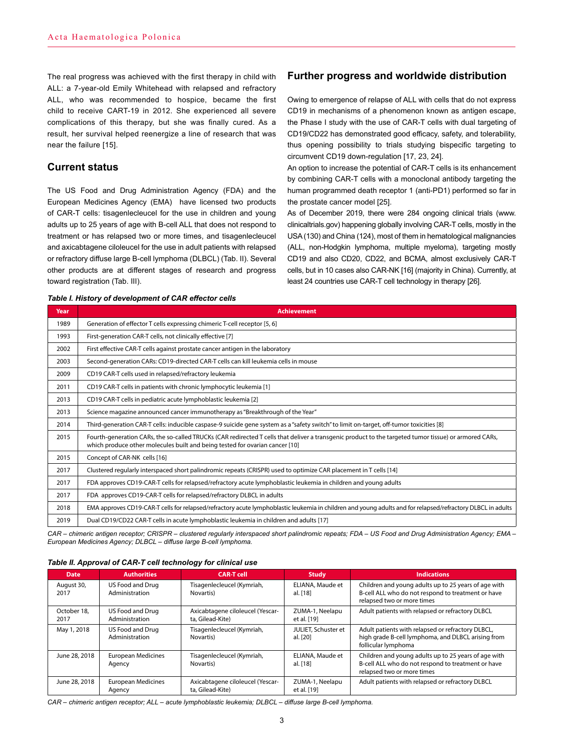The real progress was achieved with the first therapy in child with ALL: a 7-year-old Emily Whitehead with relapsed and refractory ALL, who was recommended to hospice, became the first child to receive CART-19 in 2012. She experienced all severe complications of this therapy, but she was finally cured. As a result, her survival helped reenergize a line of research that was near the failure [15].

## Current status

The US Food and Drug Administration Agency (FDA) and the European Medicines Agency (EMA) have licensed two products of CAR-T cells: tisagenlecleucel for the use in children and young adults up to 25 years of age with B-cell ALL that does not respond to treatment or has relapsed two or more times, and tisagenlecleucel and axicabtagene ciloleucel for the use in adult patients with relapsed or refractory diffuse large B-cell lymphoma (DLBCL) (Tab. II). Several other products are at different stages of research and progress toward registration (Tab. III).

## Further progress and worldwide distribution

Owing to emergence of relapse of ALL with cells that do not express CD19 in mechanisms of a phenomenon known as antigen escape, the Phase I study with the use of CAR-T cells with dual targeting of CD19/CD22 has demonstrated good efficacy, safety, and tolerability, thus opening possibility to trials studying bispecific targeting to circumvent CD19 down-regulation [17, 23, 24].

An option to increase the potential of CAR-T cells is its enhancement by combining CAR-T cells with a monoclonal antibody targeting the human programmed death receptor 1 (anti-PD1) performed so far in the prostate cancer model [25].

As of December 2019, there were 284 ongoing clinical trials (www.clinicaltrials.gov) happening globally involving CAR-T cells, mostly in the USA (130) and China (124), most of them in hematological malignancies (ALL, non-Hodgkin lymphoma, multiple myeloma), targeting mostly CD19 and also CD20, CD22, and BCMA, almost exclusively CAR-T cells, but in 10 cases also CAR-NK [16] (majority in China). Currently, at least 24 countries use CAR-T cell technology in therapy [26].

***Table I. History of development of CAR effector cells***

| Year | Achievement |
|---|---|
| 1989 | Generation of effector T cells expressing chimeric T-cell receptor [5, 6] |
| 1993 | First-generation CAR-T cells, not clinically effective [7] |
| 2002 | First effective CAR-T cells against prostate cancer antigen in the laboratory |
| 2003 | Second-generation CARs: CD19-directed CAR-T cells can kill leukemia cells in mouse |
| 2009 | CD19 CAR-T cells used in relapsed/refractory leukemia |
| 2011 | CD19 CAR-T cells in patients with chronic lymphocytic leukemia [1] |
| 2013 | CD19 CAR-T cells in pediatric acute lymphoblastic leukemia [2] |
| 2013 | Science magazine announced cancer immunotherapy as "Breakthrough of the Year" |
| 2014 | Third-generation CAR-T cells: inducible caspase-9 suicide gene system as a "safety switch" to limit on-target, off-tumor toxicities [8] |
| 2015 | Fourth-generation CARs, the so-called TRUCKs (CAR redirected T cells that deliver a transgenic product to the targeted tumor tissue) or armored CARs, which produce other molecules built and being tested for ovarian cancer [10] |
| 2015 | Concept of CAR-NK cells [16] |
| 2017 | Clustered regularly interspaced short palindromic repeats (CRISPR) used to optimize CAR placement in T cells [14] |
| 2017 | FDA approves CD19-CAR-T cells for relapsed/refractory acute lymphoblastic leukemia in children and young adults |
| 2017 | FDA approves CD19-CAR-T cells for relapsed/refractory DLBCL in adults |
| 2018 | EMA approves CD19-CAR-T cells for relapsed/refractory acute lymphoblastic leukemia in children and young adults and for relapsed/refractory DLBCL in adults |
| 2019 | Dual CD19/CD22 CAR-T cells in acute lymphoblastic leukemia in children and adults [17] |

*CAR – chimeric antigen receptor; CRISPR – clustered regularly interspaced short palindromic repeats; FDA – US Food and Drug Administration Agency; EMA – European Medicines Agency; DLBCL – diffuse large B-cell lymphoma.*

***Table II. Approval of CAR-T cell technology for clinical use***

| Date | Authorities | CAR-T cell | Study | Indications |
|---|---|---|---|---|
| August 30, 2017 | US Food and Drug Administration | Tisagenlecleucel (Kymriah, Novartis) | ELIANA, Maude et al. [18] | Children and young adults up to 25 years of age with B-cell ALL who do not respond to treatment or have relapsed two or more times |
| October 18, 2017 | US Food and Drug Administration | Axicabtagene ciloleucel (Yescarta, Gilead-Kite) | ZUMA-1, Neelapu et al. [19] | Adult patients with relapsed or refractory DLBCL |
| May 1, 2018 | US Food and Drug Administration | Tisagenlecleucel (Kymriah, Novartis) | JULIET, Schuster et al. [20] | Adult patients with relapsed or refractory DLBCL, high grade B-cell lymphoma, and DLBCL arising from follicular lymphoma |
| June 28, 2018 | European Medicines Agency | Tisagenlecleucel (Kymriah, Novartis) | ELIANA, Maude et al. [18] | Children and young adults up to 25 years of age with B-cell ALL who do not respond to treatment or have relapsed two or more times |
| June 28, 2018 | European Medicines Agency | Axicabtagene ciloleucel (Yescarta, Gilead-Kite) | ZUMA-1, Neelapu et al. [19] | Adult patients with relapsed or refractory DLBCL |

*CAR – chimeric antigen receptor; ALL – acute lymphoblastic leukemia; DLBCL – diffuse large B-cell lymphoma.*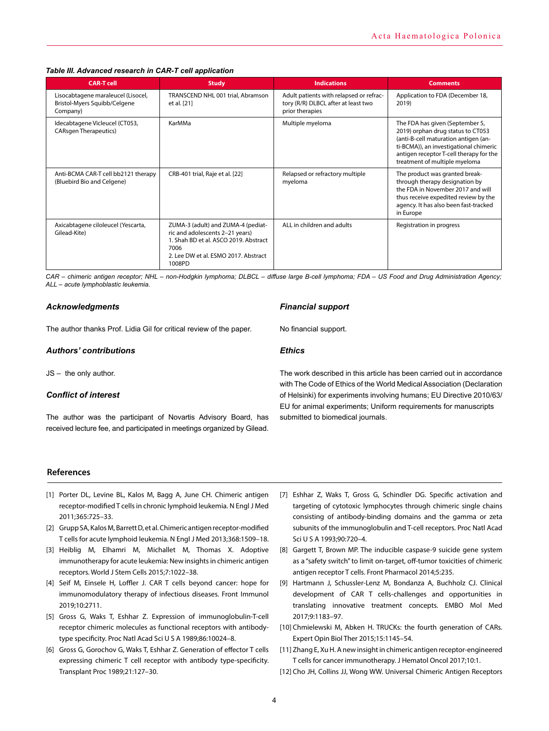*Table III. Advanced research in CAR-T cell application*

| CAR-T cell | Study | Indications | Comments |
|---|---|---|---|
| Lisocabtagene maraleucel (Lisocel, Bristol-Myers Squibb/Celgene Company) | TRANSCEND NHL 001 trial, Abramson et al. [21] | Adult patients with relapsed or refractory (R/R) DLBCL after at least two prior therapies | Application to FDA (December 18, 2019) |
| Idecabtagene Vicleucel (CT053, CARsgen Therapeutics) | KarMMa | Multiple myeloma | The FDA has given (September 5, 2019) orphan drug status to CT053 (anti-B-cell maturation antigen (anti-BCMA)), an investigational chimeric antigen receptor T-cell therapy for the treatment of multiple myeloma |
| Anti-BCMA CAR-T cell bb2121 therapy (Bluebird Bio and Celgene) | CRB-401 trial, Raje et al. [22] | Relapsed or refractory multiple myeloma | The product was granted breakthrough therapy designation by the FDA in November 2017 and will thus receive expedited review by the agency. It has also been fast-tracked in Europe |
| Axicabtagene ciloleucel (Yescarta, Gilead-Kite) | ZUMA-3 (adult) and ZUMA-4 (pediatric and adolescents 2–21 years)<br>1. Shah BD et al. ASCO 2019. Abstract 7006<br>2. Lee DW et al. ESMO 2017. Abstract 1008PD | ALL in children and adults | Registration in progress |

*CAR – chimeric antigen receptor; NHL – non-Hodgkin lymphoma; DLBCL – diffuse large B-cell lymphoma; FDA – US Food and Drug Administration Agency; ALL – acute lymphoblastic leukemia.*

### *Acknowledgments*

The author thanks Prof. Lidia Gil for critical review of the paper.

### *Authors' contributions*

JS – the only author.

### *Conflict of interest*

The author was the participant of Novartis Advisory Board, has received lecture fee, and participated in meetings organized by Gilead.

### *Financial support*

No financial support.

### *Ethics*

The work described in this article has been carried out in accordance with The Code of Ethics of the World Medical Association (Declaration of Helsinki) for experiments involving humans; EU Directive 2010/63/EU for animal experiments; Uniform requirements for manuscripts submitted to biomedical journals.

## References

[1] Porter DL, Levine BL, Kalos M, Bagg A, June CH. Chimeric antigen receptor-modified T cells in chronic lymphoid leukemia. N Engl J Med 2011;365:725–33.

[2] Grupp SA, Kalos M, Barrett D, et al. Chimeric antigen receptor-modified T cells for acute lymphoid leukemia. N Engl J Med 2013;368:1509–18.

[3] Heiblig M, Elhamri M, Michallet M, Thomas X. Adoptive immunotherapy for acute leukemia: New insights in chimeric antigen receptors. World J Stem Cells 2015;7:1022–38.

[4] Seif M, Einsele H, Loffler J. CAR T cells beyond cancer: hope for immunomodulatory therapy of infectious diseases. Front Immunol 2019;10:2711.

[5] Gross G, Waks T, Eshhar Z. Expression of immunoglobulin-T-cell receptor chimeric molecules as functional receptors with antibody-type specificity. Proc Natl Acad Sci U S A 1989;86:10024–8.

[6] Gross G, Gorochov G, Waks T, Eshhar Z. Generation of effector T cells expressing chimeric T cell receptor with antibody type-specificity. Transplant Proc 1989;21:127–30.

[7] Eshhar Z, Waks T, Gross G, Schindler DG. Specific activation and targeting of cytotoxic lymphocytes through chimeric single chains consisting of antibody-binding domains and the gamma or zeta subunits of the immunoglobulin and T-cell receptors. Proc Natl Acad Sci U S A 1993;90:720–4.

[8] Gargett T, Brown MP. The inducible caspase-9 suicide gene system as a "safety switch" to limit on-target, off-tumor toxicities of chimeric antigen receptor T cells. Front Pharmacol 2014;5:235.

[9] Hartmann J, Schussler-Lenz M, Bondanza A, Buchholz CJ. Clinical development of CAR T cells-challenges and opportunities in translating innovative treatment concepts. EMBO Mol Med 2017;9:1183–97.

[10] Chmielewski M, Abken H. TRUCKs: the fourth generation of CARs. Expert Opin Biol Ther 2015;15:1145–54.

[11] Zhang E, Xu H. A new insight in chimeric antigen receptor-engineered T cells for cancer immunotherapy. J Hematol Oncol 2017;10:1.

[12] Cho JH, Collins JJ, Wong WW. Universal Chimeric Antigen Receptors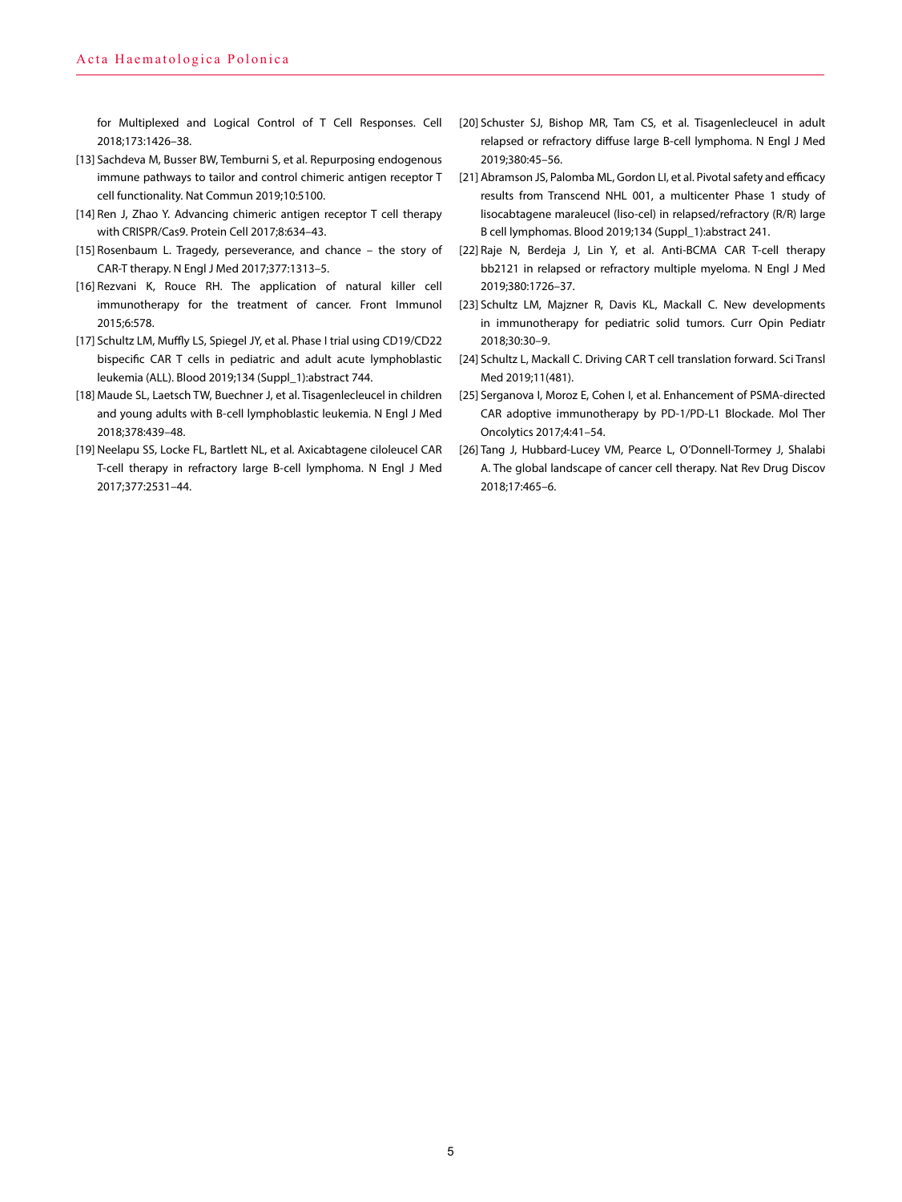for Multiplexed and Logical Control of T Cell Responses. Cell 2018;173:1426–38.

[13] Sachdeva M, Busser BW, Temburni S, et al. Repurposing endogenous immune pathways to tailor and control chimeric antigen receptor T cell functionality. Nat Commun 2019;10:5100.

[14] Ren J, Zhao Y. Advancing chimeric antigen receptor T cell therapy with CRISPR/Cas9. Protein Cell 2017;8:634–43.

[15] Rosenbaum L. Tragedy, perseverance, and chance – the story of CAR-T therapy. N Engl J Med 2017;377:1313–5.

[16] Rezvani K, Rouce RH. The application of natural killer cell immunotherapy for the treatment of cancer. Front Immunol 2015;6:578.

[17] Schultz LM, Muffly LS, Spiegel JY, et al. Phase I trial using CD19/CD22 bispecific CAR T cells in pediatric and adult acute lymphoblastic leukemia (ALL). Blood 2019;134 (Suppl_1):abstract 744.

[18] Maude SL, Laetsch TW, Buechner J, et al. Tisagenlecleucel in children and young adults with B-cell lymphoblastic leukemia. N Engl J Med 2018;378:439–48.

[19] Neelapu SS, Locke FL, Bartlett NL, et al. Axicabtagene ciloleucel CAR T-cell therapy in refractory large B-cell lymphoma. N Engl J Med 2017;377:2531–44.

[20] Schuster SJ, Bishop MR, Tam CS, et al. Tisagenlecleucel in adult relapsed or refractory diffuse large B-cell lymphoma. N Engl J Med 2019;380:45–56.

[21] Abramson JS, Palomba ML, Gordon LI, et al. Pivotal safety and efficacy results from Transcend NHL 001, a multicenter Phase 1 study of lisocabtagene maraleucel (liso-cel) in relapsed/refractory (R/R) large B cell lymphomas. Blood 2019;134 (Suppl_1):abstract 241.

[22] Raje N, Berdeja J, Lin Y, et al. Anti-BCMA CAR T-cell therapy bb2121 in relapsed or refractory multiple myeloma. N Engl J Med 2019;380:1726–37.

[23] Schultz LM, Majzner R, Davis KL, Mackall C. New developments in immunotherapy for pediatric solid tumors. Curr Opin Pediatr 2018;30:30–9.

[24] Schultz L, Mackall C. Driving CAR T cell translation forward. Sci Transl Med 2019;11(481).

[25] Serganova I, Moroz E, Cohen I, et al. Enhancement of PSMA-directed CAR adoptive immunotherapy by PD-1/PD-L1 Blockade. Mol Ther Oncolytics 2017;4:41–54.

[26] Tang J, Hubbard-Lucey VM, Pearce L, O'Donnell-Tormey J, Shalabi A. The global landscape of cancer cell therapy. Nat Rev Drug Discov 2018;17:465–6.